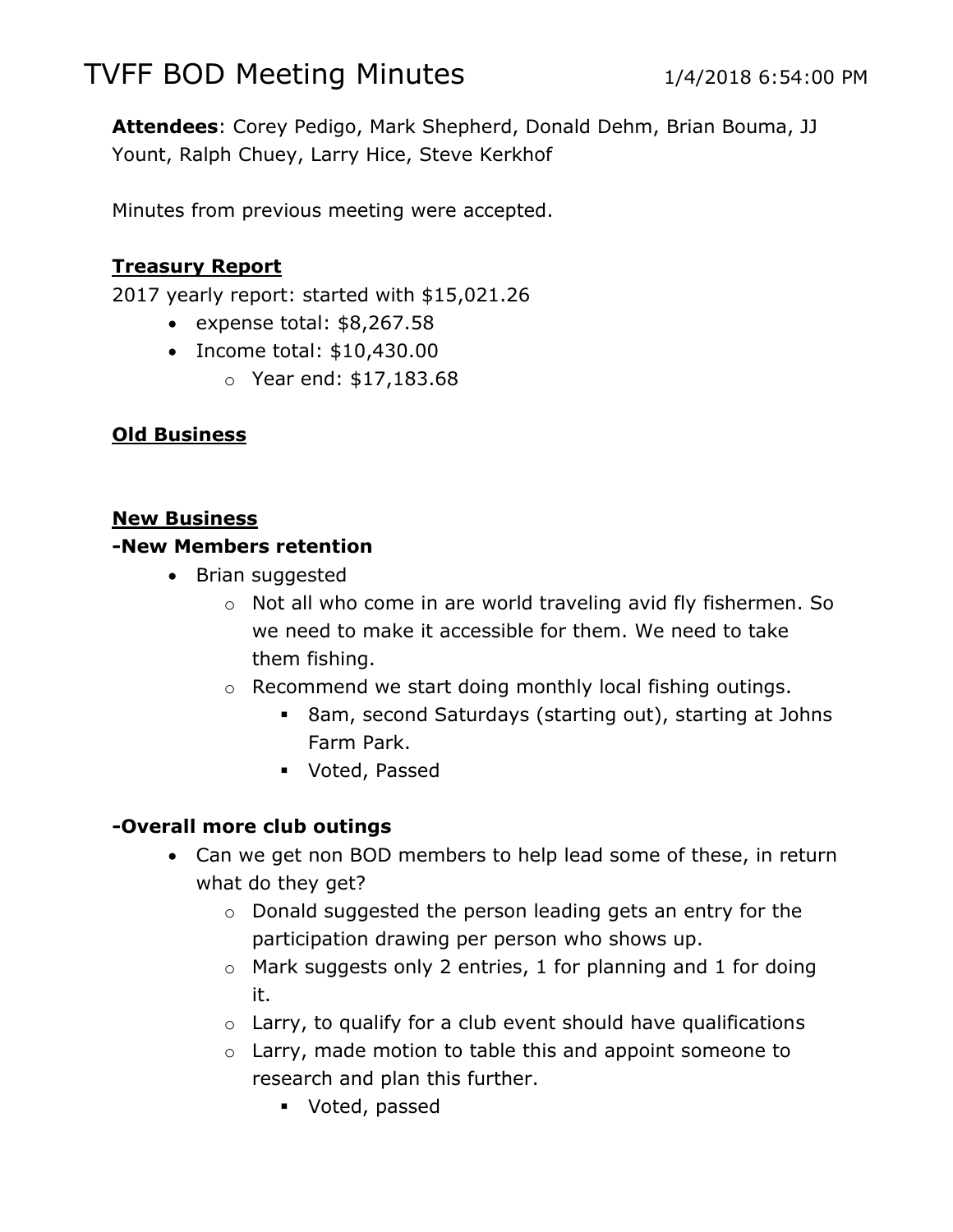# TVFF BOD Meeting Minutes

1/4/2018 6:54:00 PM

**Attendees**: Corey Pedigo, Mark Shepherd, Donald Dehm, Brian Bouma, JJ Yount, Ralph Chuey, Larry Hice, Steve Kerkhof

Minutes from previous meeting were accepted.

**Treasury Report**

2017 yearly report: started with $15,021.26

- expense total: $8,267.58
- Income total: $10,430.00
  - Year end: $17,183.68

**Old Business**

**New Business**

**-New Members retention**

- Brian suggested
  - Not all who come in are world traveling avid fly fishermen. So we need to make it accessible for them. We need to take them fishing.
  - Recommend we start doing monthly local fishing outings.
    - 8am, second Saturdays (starting out), starting at Johns Farm Park.
    - Voted, Passed

**-Overall more club outings**

- Can we get non BOD members to help lead some of these, in return what do they get?
  - Donald suggested the person leading gets an entry for the participation drawing per person who shows up.
  - Mark suggests only 2 entries, 1 for planning and 1 for doing it.
  - Larry, to qualify for a club event should have qualifications
  - Larry, made motion to table this and appoint someone to research and plan this further.
    - Voted, passed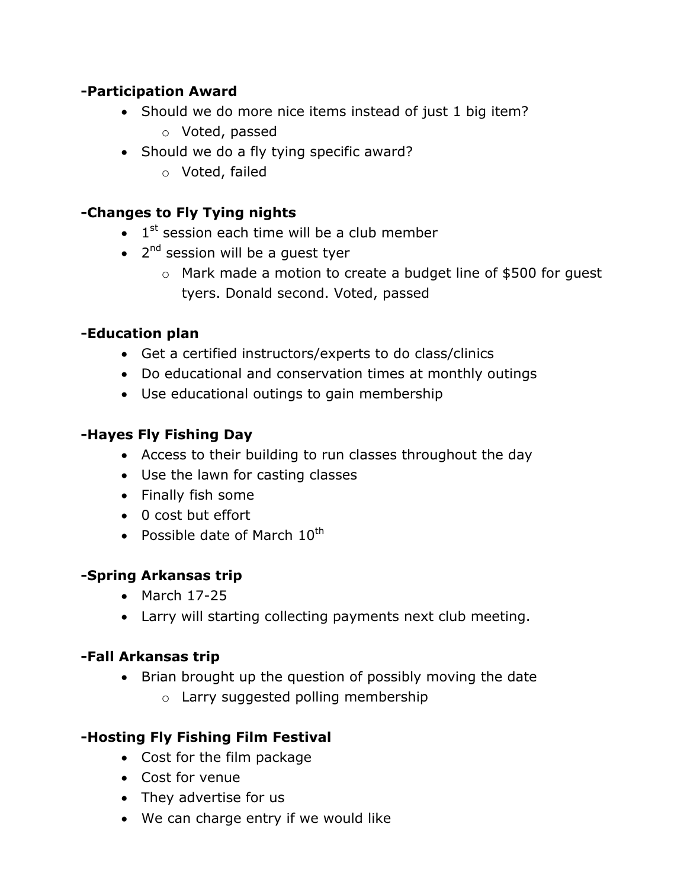**-Participation Award**

- Should we do more nice items instead of just 1 big item?
  - Voted, passed
- Should we do a fly tying specific award?
  - Voted, failed

**-Changes to Fly Tying nights**

- 1st session each time will be a club member
- 2nd session will be a guest tyer
  - Mark made a motion to create a budget line of $500 for guest tyers. Donald second. Voted, passed

**-Education plan**

- Get a certified instructors/experts to do class/clinics
- Do educational and conservation times at monthly outings
- Use educational outings to gain membership

**-Hayes Fly Fishing Day**

- Access to their building to run classes throughout the day
- Use the lawn for casting classes
- Finally fish some
- 0 cost but effort
- Possible date of March 10th

**-Spring Arkansas trip**

- March 17-25
- Larry will starting collecting payments next club meeting.

**-Fall Arkansas trip**

- Brian brought up the question of possibly moving the date
  - Larry suggested polling membership

**-Hosting Fly Fishing Film Festival**

- Cost for the film package
- Cost for venue
- They advertise for us
- We can charge entry if we would like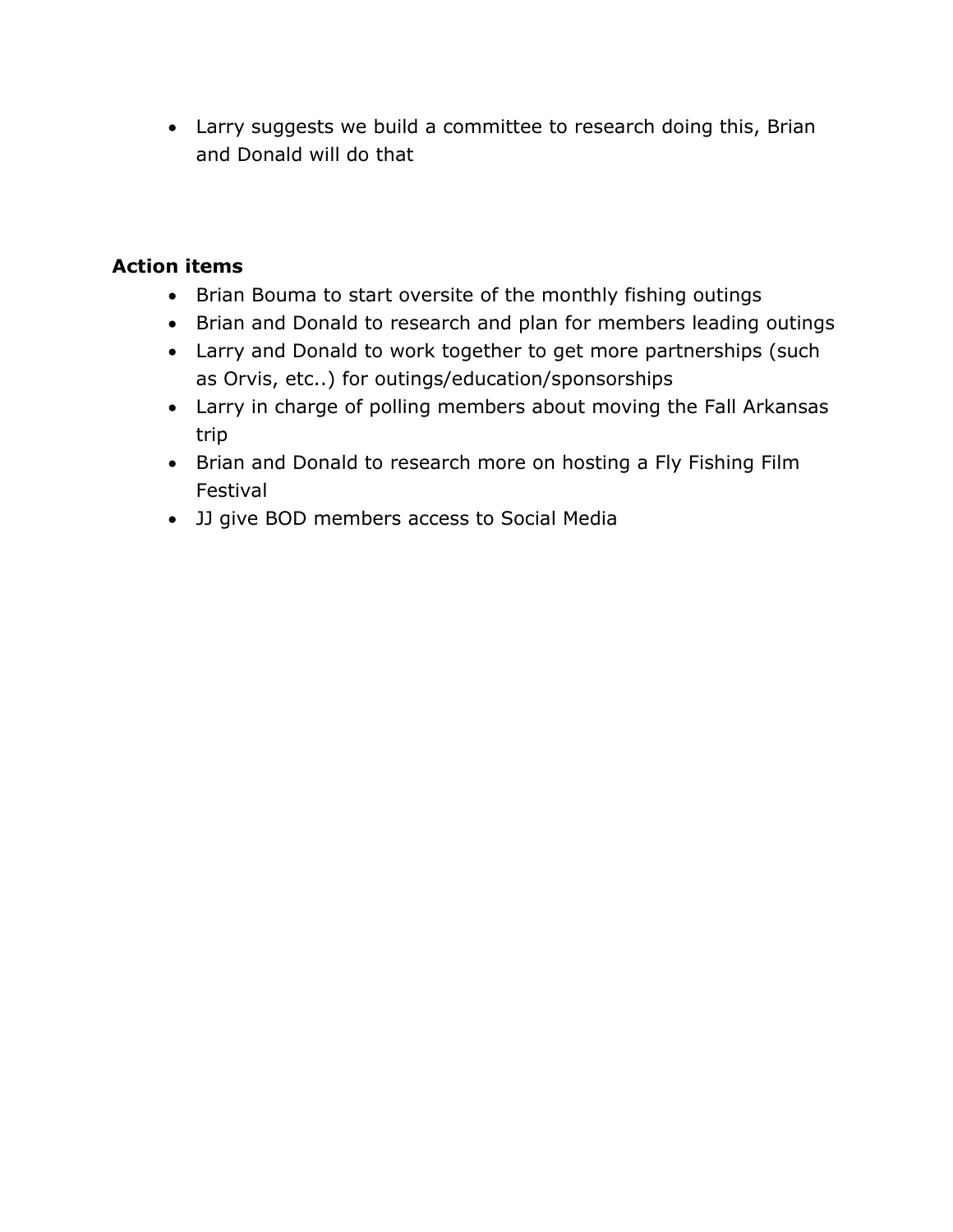- Larry suggests we build a committee to research doing this, Brian and Donald will do that

**Action items**

- Brian Bouma to start oversite of the monthly fishing outings
- Brian and Donald to research and plan for members leading outings
- Larry and Donald to work together to get more partnerships (such as Orvis, etc..) for outings/education/sponsorships
- Larry in charge of polling members about moving the Fall Arkansas trip
- Brian and Donald to research more on hosting a Fly Fishing Film Festival
- JJ give BOD members access to Social Media